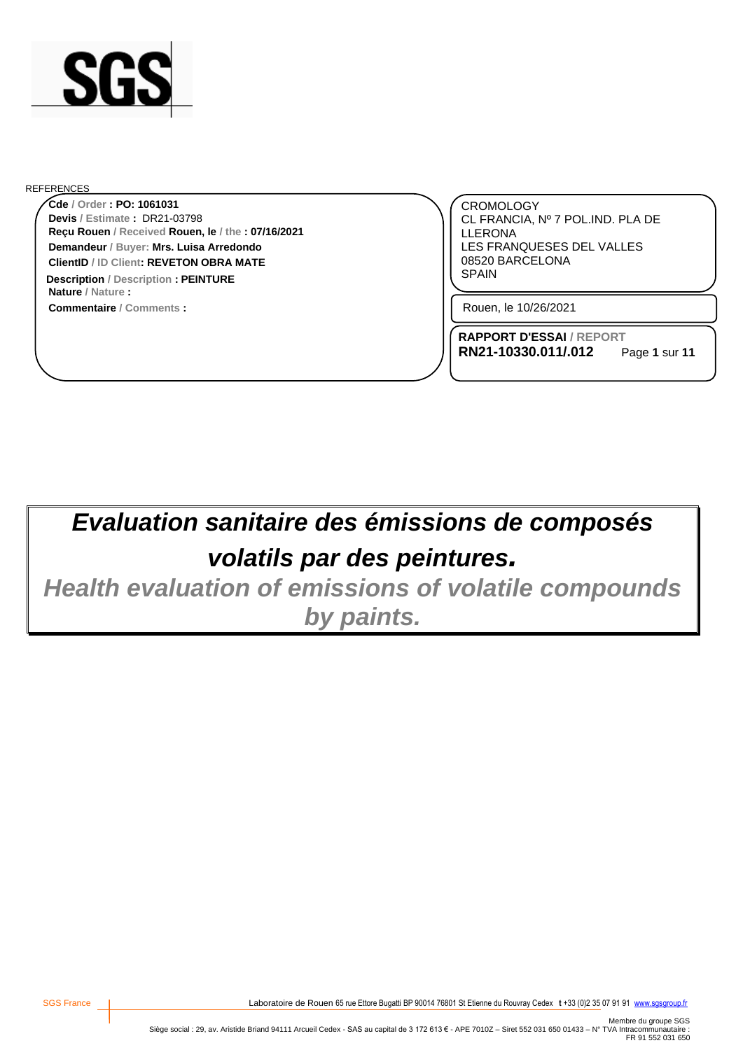SGS

REFERENCES

**Cde** / Order **: PO: 1061031**
**Devis** / Estimate **:** DR21-03798
**Reçu Rouen** / Received **Rouen, le** / the **: 07/16/2021**
**Demandeur** / Buyer: **Mrs. Luisa Arredondo**
**ClientID** / ID Client**: REVETON OBRA MATE**
**Description** / Description **: PEINTURE**
**Nature** / Nature **:**
**Commentaire** / Comments **:**

CROMOLOGY
CL FRANCIA, Nº 7 POL.IND. PLA DE LLERONA
LES FRANQUESES DEL VALLES
08520 BARCELONA
SPAIN

Rouen, le 10/26/2021

**RAPPORT D'ESSAI** / REPORT
**RN21-10330.011/.012**

# *Evaluation sanitaire des émissions de composés volatils par des peintures.*

## *Health evaluation of emissions of volatile compounds by paints.*

SGS France — Laboratoire de Rouen 65 rue Ettore Bugatti BP 90014 76801 St Etienne du Rouvray Cedex t +33 (0)2 35 07 91 91 www.sgsgroup.fr

Membre du groupe SGS
Siège social : 29, av. Aristide Briand 94111 Arcueil Cedex - SAS au capital de 3 172 613 € - APE 7010Z – Siret 552 031 650 01433 – N° TVA Intracommunautaire : FR 91 552 031 650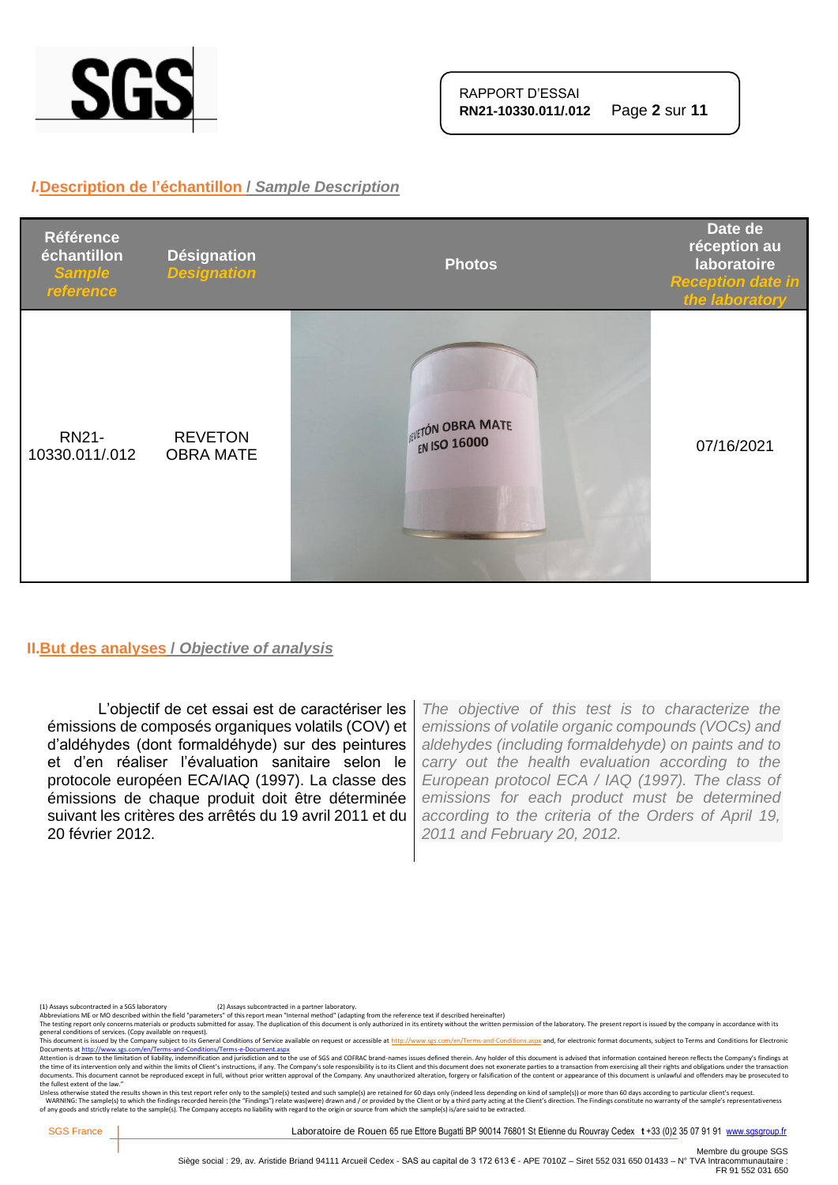## I. Description de l'échantillon / *Sample Description*

| Référence échantillon *Sample reference* | Désignation *Designation* | Photos | Date de réception au laboratoire *Reception date in the laboratory* |
|---|---|---|---|
| RN21-10330.011/.012 | REVETON OBRA MATE | | 07/16/2021 |

## II. But des analyses / *Objective of analysis*

L'objectif de cet essai est de caractériser les émissions de composés organiques volatils (COV) et d'aldéhydes (dont formaldéhyde) sur des peintures et d'en réaliser l'évaluation sanitaire selon le protocole européen ECA/IAQ (1997). La classe des émissions de chaque produit doit être déterminée suivant les critères des arrêtés du 19 avril 2011 et du 20 février 2012.

*The objective of this test is to characterize the emissions of volatile organic compounds (VOCs) and aldehydes (including formaldehyde) on paints and to carry out the health evaluation according to the European protocol ECA / IAQ (1997). The class of emissions for each product must be determined according to the criteria of the Orders of April 19, 2011 and February 20, 2012.*

(1) Assays subcontracted in a SGS laboratory (2) Assays subcontracted in a partner laboratory.
Abbreviations ME or MO described within the field "parameters" of this report mean "Internal method" (adapting from the reference text if described hereinafter)
The testing report only concerns materials or products submitted for assay. The duplication of this document is only authorized in its entirety without the written permission of the laboratory. The present report is issued by the company in accordance with its general conditions of services. (Copy available on request).
This document is issued by the Company subject to its General Conditions of Service available on request or accessible at http://www.sgs.com/en/Terms-and-Conditions.aspx and, for electronic format documents, subject to Terms and Conditions for Electronic Documents at http://www.sgs.com/en/Terms-and-Conditions/Terms-e-Document.aspx
Attention is drawn to the limitation of liability, indemnification and jurisdiction and to the use of SGS and COFRAC brand-names issues defined therein. Any holder of this document is advised that information contained hereon reflects the Company's findings at the time of its intervention only and within the limits of Client's instructions, if any. The Company's sole responsibility is to its Client and this document does not exonerate parties to a transaction from exercising all their rights and obligations under the transaction documents. This document cannot be reproduced except in full, without prior written approval of the Company. Any unauthorized alteration, forgery or falsification of the content or appearance of this document is unlawful and offenders may be prosecuted to the fullest extent of the law."
Unless otherwise stated the results shown in this test report refer only to the sample(s) tested and such sample(s) are retained for 60 days only (indeed less depending on kind of sample(s)) or more than 60 days according to particular client's request.
WARNING: The sample(s) to which the findings recorded herein (the "Findings") relate was(were) drawn and / or provided by the Client or by a third party acting at the Client's direction. The Findings constitute no warranty of the sample's representativeness of any goods and strictly relate to the sample(s). The Company accepts no liability with regard to the origin or source from which the sample(s) is/are said to be extracted.

SGS France | Laboratoire de Rouen 65 rue Ettore Bugatti BP 90014 76801 St Etienne du Rouvray Cedex t +33 (0)2 35 07 91 91 www.sgsgroup.fr

Membre du groupe SGS
Siège social : 29, av. Aristide Briand 94111 Arcueil Cedex - SAS au capital de 3 172 613 € - APE 7010Z – Siret 552 031 650 01433 – N° TVA Intracommunautaire : FR 91 552 031 650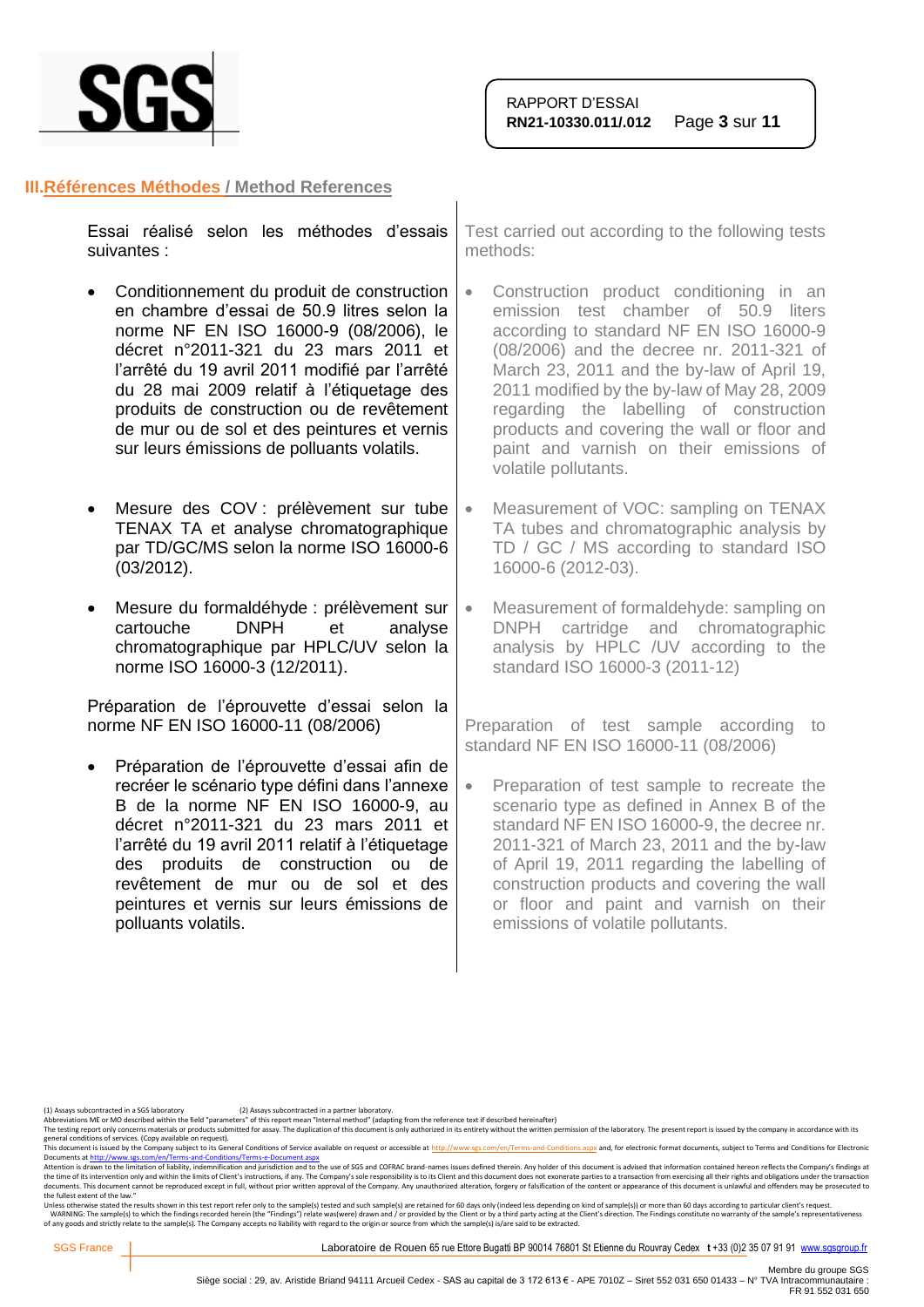## III. Références Méthodes / Method References

Essai réalisé selon les méthodes d'essais suivantes :

- Conditionnement du produit de construction en chambre d'essai de 50.9 litres selon la norme NF EN ISO 16000-9 (08/2006), le décret n°2011-321 du 23 mars 2011 et l'arrêté du 19 avril 2011 modifié par l'arrêté du 28 mai 2009 relatif à l'étiquetage des produits de construction ou de revêtement de mur ou de sol et des peintures et vernis sur leurs émissions de polluants volatils.
- Mesure des COV : prélèvement sur tube TENAX TA et analyse chromatographique par TD/GC/MS selon la norme ISO 16000-6 (03/2012).
- Mesure du formaldéhyde : prélèvement sur cartouche DNPH et analyse chromatographique par HPLC/UV selon la norme ISO 16000-3 (12/2011).

Préparation de l'éprouvette d'essai selon la norme NF EN ISO 16000-11 (08/2006)

- Préparation de l'éprouvette d'essai afin de recréer le scénario type défini dans l'annexe B de la norme NF EN ISO 16000-9, au décret n°2011-321 du 23 mars 2011 et l'arrêté du 19 avril 2011 relatif à l'étiquetage des produits de construction ou de revêtement de mur ou de sol et des peintures et vernis sur leurs émissions de polluants volatils.

Test carried out according to the following tests methods:

- Construction product conditioning in an emission test chamber of 50.9 liters according to standard NF EN ISO 16000-9 (08/2006) and the decree nr. 2011-321 of March 23, 2011 and the by-law of April 19, 2011 modified by the by-law of May 28, 2009 regarding the labelling of construction products and covering the wall or floor and paint and varnish on their emissions of volatile pollutants.
- Measurement of VOC: sampling on TENAX TA tubes and chromatographic analysis by TD / GC / MS according to standard ISO 16000-6 (2012-03).
- Measurement of formaldehyde: sampling on DNPH cartridge and chromatographic analysis by HPLC /UV according to the standard ISO 16000-3 (2011-12)

Preparation of test sample according to standard NF EN ISO 16000-11 (08/2006)

- Preparation of test sample to recreate the scenario type as defined in Annex B of the standard NF EN ISO 16000-9, the decree nr. 2011-321 of March 23, 2011 and the by-law of April 19, 2011 regarding the labelling of construction products and covering the wall or floor and paint and varnish on their emissions of volatile pollutants.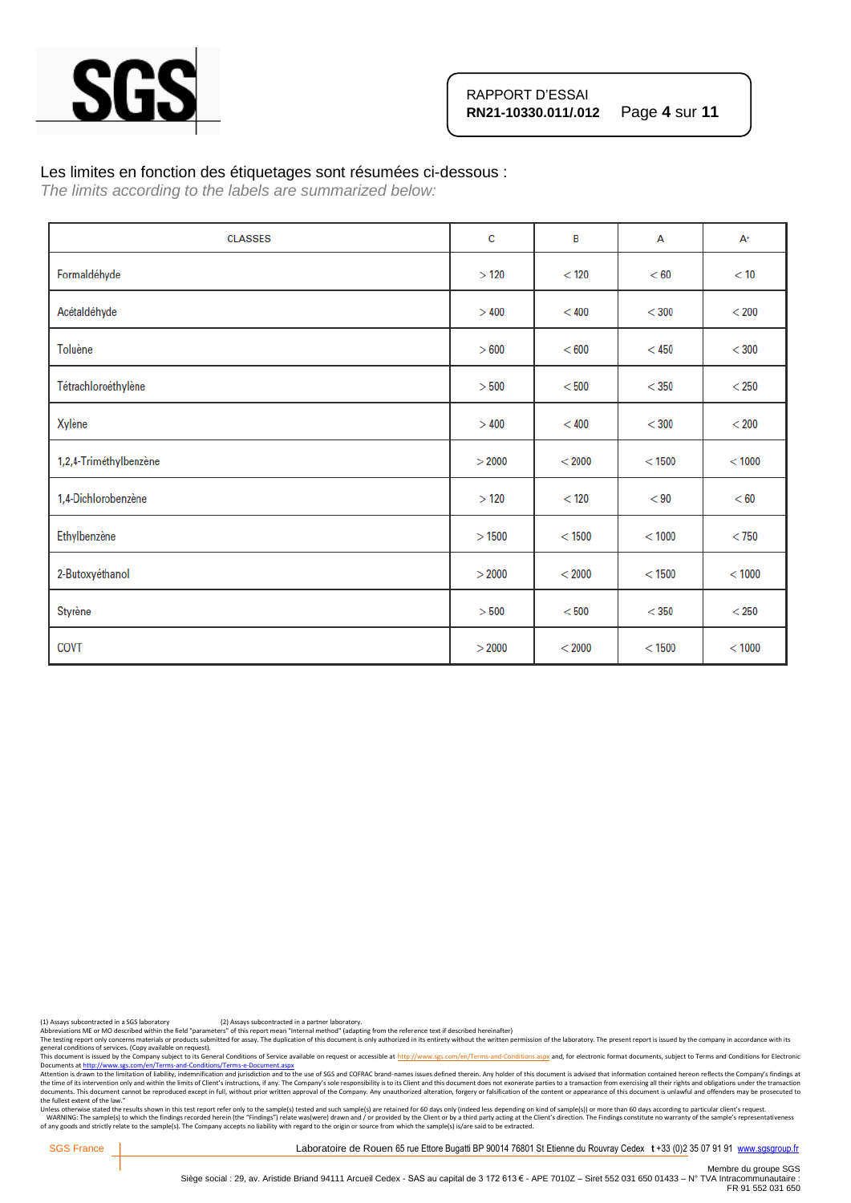Les limites en fonction des étiquetages sont résumées ci-dessous :

*The limits according to the labels are summarized below:*

| CLASSES | C | B | A | A+ |
|---|---|---|---|---|
| Formaldéhyde | > 120 | < 120 | < 60 | < 10 |
| Acétaldéhyde | > 400 | < 400 | < 300 | < 200 |
| Toluène | > 600 | < 600 | < 450 | < 300 |
| Tétrachloroéthylène | > 500 | < 500 | < 350 | < 250 |
| Xylène | > 400 | < 400 | < 300 | < 200 |
| 1,2,4-Triméthylbenzène | > 2000 | < 2000 | < 1500 | < 1000 |
| 1,4-Dichlorobenzène | > 120 | < 120 | < 90 | < 60 |
| Ethylbenzène | > 1500 | < 1500 | < 1000 | < 750 |
| 2-Butoxyéthanol | > 2000 | < 2000 | < 1500 | < 1000 |
| Styrène | > 500 | < 500 | < 350 | < 250 |
| COVT | > 2000 | < 2000 | < 1500 | < 1000 |

(1) Assays subcontracted in a SGS laboratory (2) Assays subcontracted in a partner laboratory.
Abbreviations ME or MO described within the field "parameters" of this report mean "Internal method" (adapting from the reference text if described hereinafter)
The testing report only concerns materials or products submitted for assay. The duplication of this document is only authorized in its entirety without the written permission of the laboratory. The present report is issued by the company in accordance with its general conditions of services. (Copy available on request).
This document is issued by the Company subject to its General Conditions of Service available on request or accessible at http://www.sgs.com/en/Terms-and-Conditions.aspx and, for electronic format documents, subject to Terms and Conditions for Electronic Documents at http://www.sgs.com/en/Terms-and-Conditions/Terms-e-Document.aspx
Attention is drawn to the limitation of liability, indemnification and jurisdiction and to the use of SGS and COFRAC brand-names issues defined therein. Any holder of this document is advised that information contained hereon reflects the Company's findings at the time of its intervention only and within the limits of Client's instructions, if any. The Company's sole responsibility is to its Client and this document does not exonerate parties to a transaction from exercising all their rights and obligations under the transaction documents. This document cannot be reproduced except in full, without prior written approval of the Company. Any unauthorized alteration, forgery or falsification of the content or appearance of this document is unlawful and offenders may be prosecuted to the fullest extent of the law."
Unless otherwise stated the results shown in this test report refer only to the sample(s) tested and such sample(s) are retained for 60 days only (indeed less depending on kind of sample(s)) or more than 60 days according to particular client's request.
WARNING: The sample(s) to which the findings recorded herein (the "Findings") relate was(were) drawn and / or provided by the Client or by a third party acting at the Client's direction. The Findings constitute no warranty of the sample's representativeness of any goods and strictly relate to the sample(s). The Company accepts no liability with regard to the origin or source from which the sample(s) is/are said to be extracted.

SGS France | Laboratoire de Rouen 65 rue Ettore Bugatti BP 90014 76801 St Etienne du Rouvray Cedex t +33 (0)2 35 07 91 91 www.sgsgroup.fr

Membre du groupe SGS
Siège social : 29, av. Aristide Briand 94111 Arcueil Cedex - SAS au capital de 3 172 613 € - APE 7010Z – Siret 552 031 650 01433 – N° TVA Intracommunautaire : FR 91 552 031 650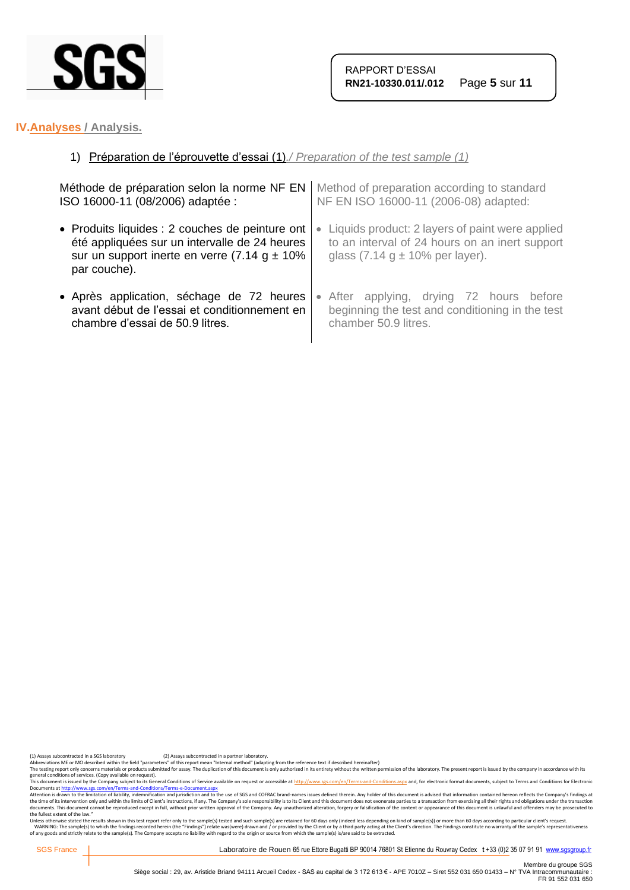## IV. Analyses / Analysis.

### 1) Préparation de l'éprouvette d'essai (1) / *Preparation of the test sample (1)*

| | |
|---|---|
| Méthode de préparation selon la norme NF EN ISO 16000-11 (08/2006) adaptée : | Method of preparation according to standard NF EN ISO 16000-11 (2006-08) adapted: |
| • Produits liquides : 2 couches de peinture ont été appliquées sur un intervalle de 24 heures sur un support inerte en verre (7.14 g ± 10% par couche). | • Liquids product: 2 layers of paint were applied to an interval of 24 hours on an inert support glass (7.14 g ± 10% per layer). |
| • Après application, séchage de 72 heures avant début de l'essai et conditionnement en chambre d'essai de 50.9 litres. | • After applying, drying 72 hours before beginning the test and conditioning in the test chamber 50.9 litres. |

(1) Assays subcontracted in a SGS laboratory (2) Assays subcontracted in a partner laboratory.
Abbreviations ME or MO described within the field "parameters" of this report mean "Internal method" (adapting from the reference text if described hereinafter)
The testing report only concerns materials or products submitted for assay. The duplication of this document is only authorized in its entirety without the written permission of the laboratory. The present report is issued by the company in accordance with its general conditions of services. (Copy available on request).
This document is issued by the Company subject to its General Conditions of Service available on request or accessible at http://www.sgs.com/en/Terms-and-Conditions.aspx and, for electronic format documents, subject to Terms and Conditions for Electronic Documents at http://www.sgs.com/en/Terms-and-Conditions/Terms-e-Document.aspx
Attention is drawn to the limitation of liability, indemnification and jurisdiction and to the use of SGS and COFRAC brand-names issues defined therein. Any holder of this document is advised that information contained hereon reflects the Company's findings at the time of its intervention only and within the limits of Client's instructions, if any. The Company's sole responsibility is to its Client and this document does not exonerate parties to a transaction from exercising all their rights and obligations under the transaction documents. This document cannot be reproduced except in full, without prior written approval of the Company. Any unauthorized alteration, forgery or falsification of the content or appearance of this document is unlawful and offenders may be prosecuted to the fullest extent of the law."
Unless otherwise stated the results shown in this test report refer only to the sample(s) tested and such sample(s) are retained for 60 days only (indeed less depending on kind of sample(s)) or more than 60 days according to particular client's request.
WARNING: The sample(s) to which the findings recorded herein (the "Findings") relate was(were) drawn and / or provided by the Client or by a third party acting at the Client's direction. The Findings constitute no warranty of the sample's representativeness of any goods and strictly relate to the sample(s). The Company accepts no liability with regard to the origin or source from which the sample(s) is/are said to be extracted.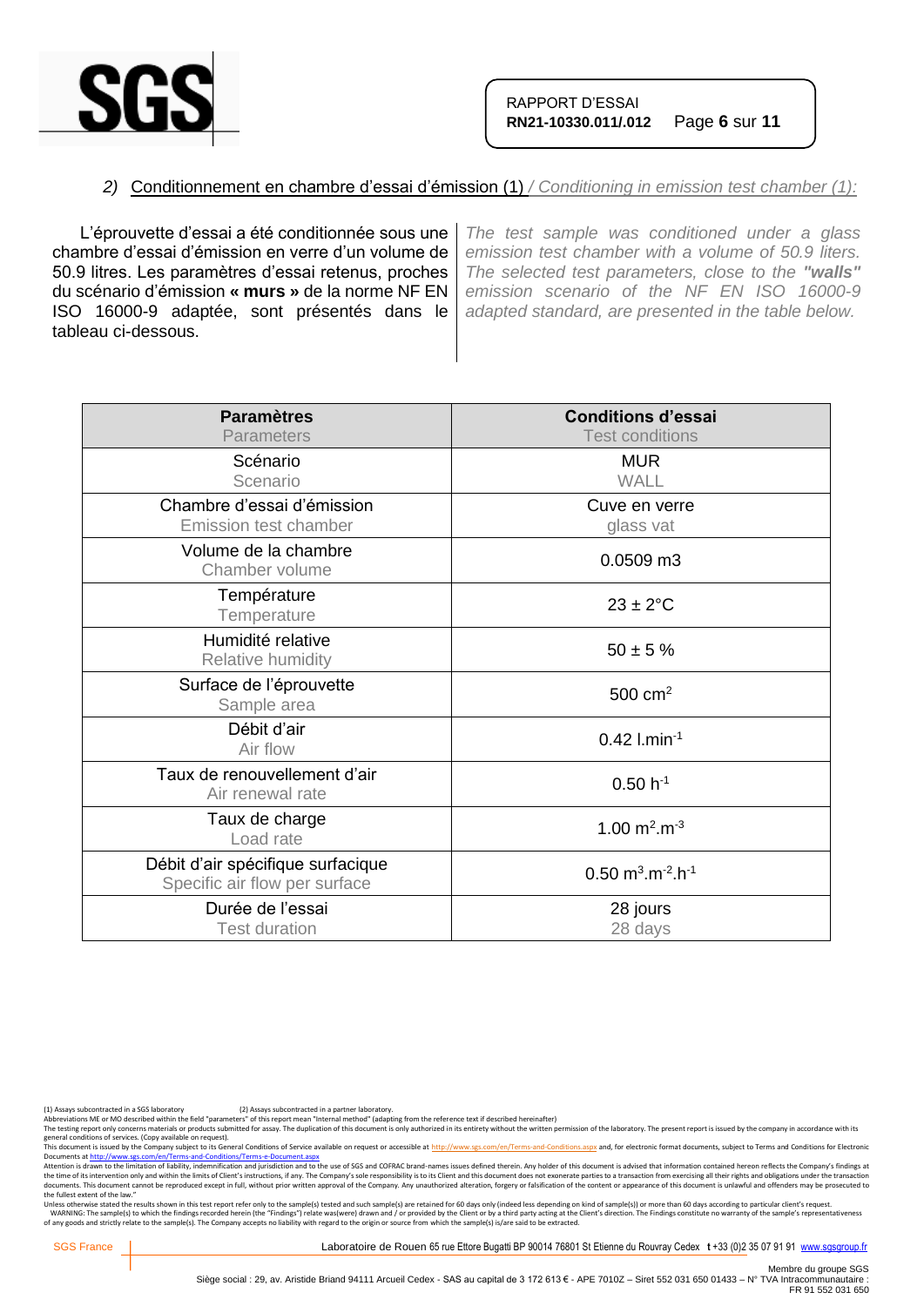## 2) Conditionnement en chambre d'essai d'émission (1) / *Conditioning in emission test chamber (1):*

L'éprouvette d'essai a été conditionnée sous une chambre d'essai d'émission en verre d'un volume de 50.9 litres. Les paramètres d'essai retenus, proches du scénario d'émission **« murs »** de la norme NF EN ISO 16000-9 adaptée, sont présentés dans le tableau ci-dessous.

*The test sample was conditioned under a glass emission test chamber with a volume of 50.9 liters. The selected test parameters, close to the* ***"walls"*** *emission scenario of the NF EN ISO 16000-9 adapted standard, are presented in the table below.*

| **Paramètres** Parameters | **Conditions d'essai** Test conditions |
|---|---|
| Scénario Scenario | MUR WALL |
| Chambre d'essai d'émission Emission test chamber | Cuve en verre glass vat |
| Volume de la chambre Chamber volume | 0.0509 m3 |
| Température Temperature | 23 ± 2°C |
| Humidité relative Relative humidity | 50 ± 5 % |
| Surface de l'éprouvette Sample area | 500 $cm^2$ |
| Débit d'air Air flow | 0.42 $l.min^{-1}$ |
| Taux de renouvellement d'air Air renewal rate | 0.50 $h^{-1}$ |
| Taux de charge Load rate | 1.00 $m^2.m^{-3}$ |
| Débit d'air spécifique surfacique Specific air flow per surface | 0.50 $m^3.m^{-2}.h^{-1}$ |
| Durée de l'essai Test duration | 28 jours 28 days |

(1) Assays subcontracted in a SGS laboratory (2) Assays subcontracted in a partner laboratory.
Abbreviations ME or MO described within the field "parameters" of this report mean "Internal method" (adapting from the reference text if described hereinafter)
The testing report only concerns materials or products submitted for assay. The duplication of this document is only authorized in its entirety without the written permission of the laboratory. The present report is issued by the company in accordance with its general conditions of services. (Copy available on request).
This document is issued by the Company subject to its General Conditions of Service available on request or accessible at http://www.sgs.com/en/Terms-and-Conditions.aspx and, for electronic format documents, subject to Terms and Conditions for Electronic Documents at http://www.sgs.com/en/Terms-and-Conditions/Terms-e-Document.aspx
Attention is drawn to the limitation of liability, indemnification and jurisdiction and to the use of SGS and COFRAC brand-names issues defined therein. Any holder of this document is advised that information contained hereon reflects the Company's findings at the time of its intervention only and within the limits of Client's instructions, if any. The Company's sole responsibility is to its Client and this document does not exonerate parties to a transaction from exercising all their rights and obligations under the transaction documents. This document cannot be reproduced except in full, without prior written approval of the Company. Any unauthorized alteration, forgery or falsification of the content or appearance of this document is unlawful and offenders may be prosecuted to the fullest extent of the law."
Unless otherwise stated the results shown in this test report refer only to the sample(s) tested and such sample(s) are retained for 60 days only (indeed less depending on kind of sample(s)) or more than 60 days according to particular client's request.
WARNING: The sample(s) to which the findings recorded herein (the "Findings") relate was(were) drawn and / or provided by the Client or by a third party acting at the Client's direction. The Findings constitute no warranty of the sample's representativeness of any goods and strictly relate to the sample(s). The Company accepts no liability with regard to the origin or source from which the sample(s) is/are said to be extracted.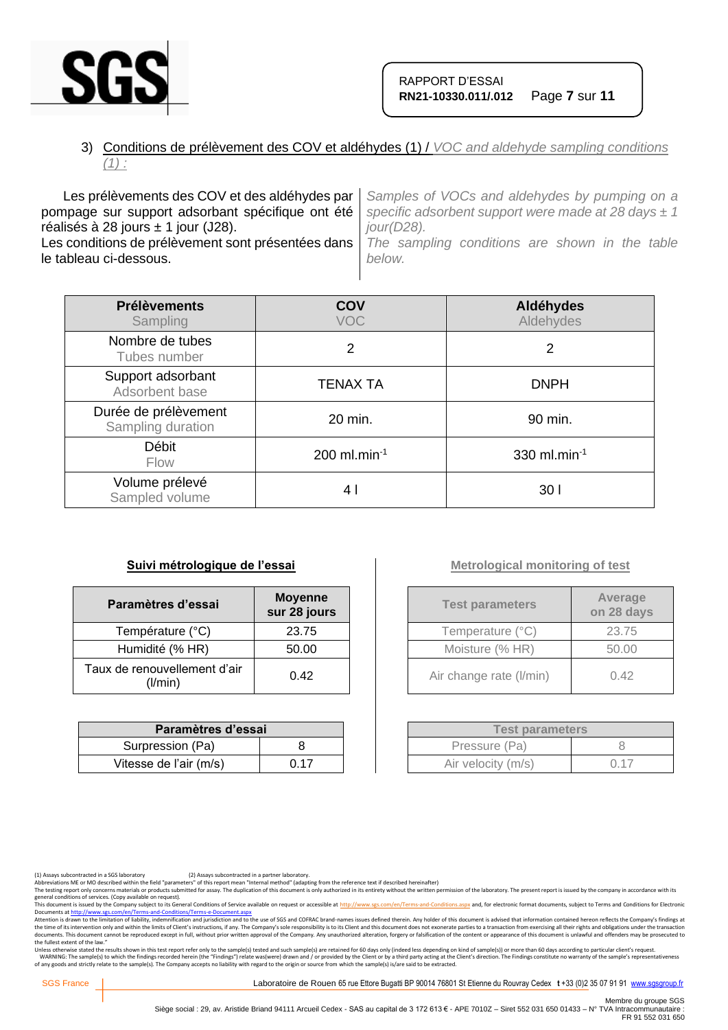### 3) Conditions de prélèvement des COV et aldéhydes (1) / *VOC and aldehyde sampling conditions (1) :*

Les prélèvements des COV et des aldéhydes par pompage sur support adsorbant spécifique ont été réalisés à 28 jours ± 1 jour (J28).
Les conditions de prélèvement sont présentées dans le tableau ci-dessous.

*Samples of VOCs and aldehydes by pumping on a specific adsorbent support were made at 28 days ± 1 jour(D28).*
*The sampling conditions are shown in the table below.*

| Prélèvements<br>Sampling | COV<br>VOC | Aldéhydes<br>Aldehydes |
|---|---|---|
| Nombre de tubes<br>Tubes number | 2 | 2 |
| Support adsorbant<br>Adsorbent base | TENAX TA | DNPH |
| Durée de prélèvement<br>Sampling duration | 20 min. | 90 min. |
| Débit<br>Flow | 200 $ml.min^{-1}$ | 330 $ml.min^{-1}$ |
| Volume prélevé<br>Sampled volume | 4 l | 30 l |

**Suivi métrologique de l'essai**

| Paramètres d'essai | Moyenne sur 28 jours |
|---|---|
| Température (°C) | 23.75 |
| Humidité (% HR) | 50.00 |
| Taux de renouvellement d'air (l/min) | 0.42 |

| Paramètres d'essai | |
|---|---|
| Surpression (Pa) | 8 |
| Vitesse de l'air (m/s) | 0.17 |

**Metrological monitoring of test**

| Test parameters | Average on 28 days |
|---|---|
| Temperature (°C) | 23.75 |
| Moisture (% HR) | 50.00 |
| Air change rate (l/min) | 0.42 |

| Test parameters | |
|---|---|
| Pressure (Pa) | 8 |
| Air velocity (m/s) | 0.17 |

(1) Assays subcontracted in a SGS laboratory (2) Assays subcontracted in a partner laboratory.
Abbreviations ME or MO described within the field "parameters" of this report mean "Internal method" (adapting from the reference text if described hereinafter)
The testing report only concerns materials or products submitted for assay. The duplication of this document is only authorized in its entirety without the written permission of the laboratory. The present report is issued by the company in accordance with its general conditions of services. (Copy available on request).
This document is issued by the Company subject to its General Conditions of Service available on request or accessible at http://www.sgs.com/en/Terms-and-Conditions.aspx and, for electronic format documents, subject to Terms and Conditions for Electronic Documents at http://www.sgs.com/en/Terms-and-Conditions/Terms-e-Document.aspx
Attention is drawn to the limitation of liability, indemnification and jurisdiction and to the use of SGS and COFRAC brand-names issues defined therein. Any holder of this document is advised that information contained hereon reflects the Company's findings at the time of its intervention only and within the limits of Client's instructions, if any. The Company's sole responsibility is to its Client and this document does not exonerate parties to a transaction from exercising all their rights and obligations under the transaction documents. This document cannot be reproduced except in full, without prior written approval of the Company. Any unauthorized alteration, forgery or falsification of the content or appearance of this document is unlawful and offenders may be prosecuted to the fullest extent of the law."
Unless otherwise stated the results shown in this test report refer only to the sample(s) tested and such sample(s) are retained for 60 days only (indeed less depending on kind of sample(s)) or more than 60 days according to particular client's request.
WARNING: The sample(s) to which the findings recorded herein (the "Findings") relate was(were) drawn and / or provided by the Client or by a third party acting at the Client's direction. The Findings constitute no warranty of the sample's representativeness of any goods and strictly relate to the sample(s). The Company accepts no liability with regard to the origin or source from which the sample(s) is/are said to be extracted.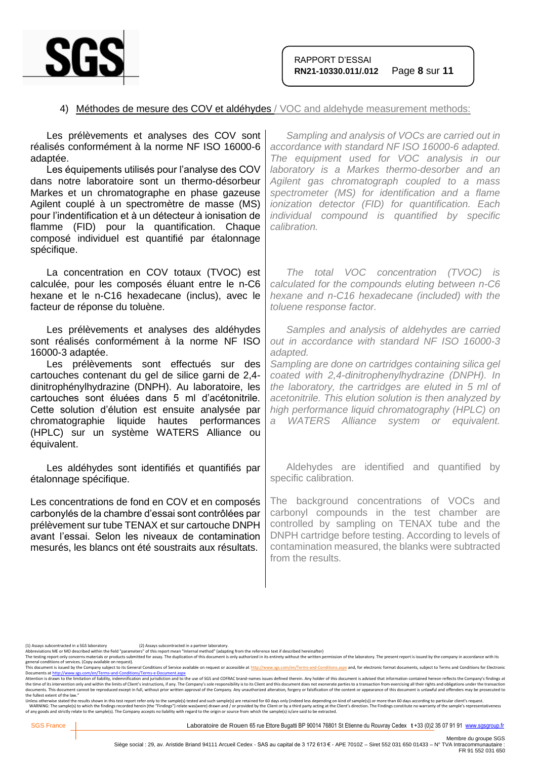## 4) Méthodes de mesure des COV et aldéhydes / VOC and aldehyde measurement methods:

Les prélèvements et analyses des COV sont réalisés conformément à la norme NF ISO 16000-6 adaptée.

Les équipements utilisés pour l'analyse des COV dans notre laboratoire sont un thermo-désorbeur Markes et un chromatographe en phase gazeuse Agilent couplé à un spectromètre de masse (MS) pour l'indentification et à un détecteur à ionisation de flamme (FID) pour la quantification. Chaque composé individuel est quantifié par étalonnage spécifique.

*Sampling and analysis of VOCs are carried out in accordance with standard NF ISO 16000-6 adapted. The equipment used for VOC analysis in our laboratory is a Markes thermo-desorber and an Agilent gas chromatograph coupled to a mass spectrometer (MS) for identification and a flame ionization detector (FID) for quantification. Each individual compound is quantified by specific calibration.*

La concentration en COV totaux (TVOC) est calculée, pour les composés éluant entre le n-C6 hexane et le n-C16 hexadecane (inclus), avec le facteur de réponse du toluène.

*The total VOC concentration (TVOC) is calculated for the compounds eluting between n-C6 hexane and n-C16 hexadecane (included) with the toluene response factor.*

Les prélèvements et analyses des aldéhydes sont réalisés conformément à la norme NF ISO 16000-3 adaptée.

Les prélèvements sont effectués sur des cartouches contenant du gel de silice garni de 2,4-dinitrophénylhydrazine (DNPH). Au laboratoire, les cartouches sont éluées dans 5 ml d'acétonitrile. Cette solution d'élution est ensuite analysée par chromatographie liquide hautes performances (HPLC) sur un système WATERS Alliance ou équivalent.

*Samples and analysis of aldehydes are carried out in accordance with standard NF ISO 16000-3 adapted.*
*Sampling are done on cartridges containing silica gel coated with 2,4-dinitrophenylhydrazine (DNPH). In the laboratory, the cartridges are eluted in 5 ml of acetonitrile. This elution solution is then analyzed by high performance liquid chromatography (HPLC) on a WATERS Alliance system or equivalent.*

Les aldéhydes sont identifiés et quantifiés par étalonnage spécifique.

Aldehydes are identified and quantified by specific calibration.

Les concentrations de fond en COV et en composés carbonylés de la chambre d'essai sont contrôlées par prélèvement sur tube TENAX et sur cartouche DNPH avant l'essai. Selon les niveaux de contamination mesurés, les blancs ont été soustraits aux résultats.

The background concentrations of VOCs and carbonyl compounds in the test chamber are controlled by sampling on TENAX tube and the DNPH cartridge before testing. According to levels of contamination measured, the blanks were subtracted from the results.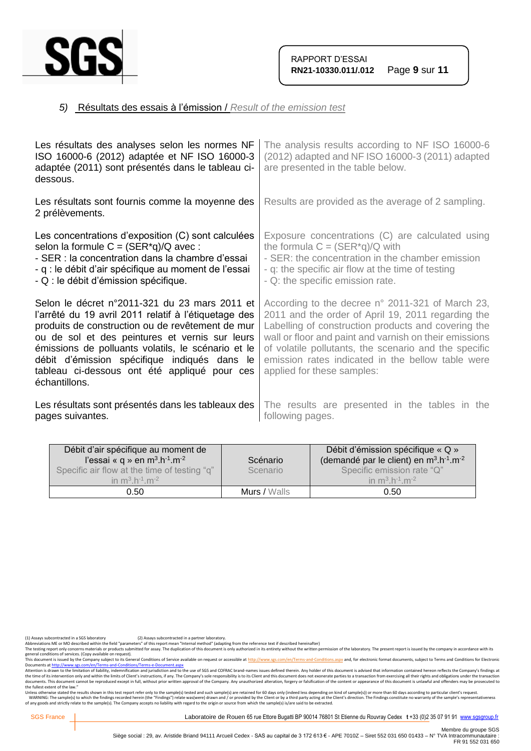## 5) Résultats des essais à l'émission / *Result of the emission test*

Les résultats des analyses selon les normes NF ISO 16000-6 (2012) adaptée et NF ISO 16000-3 adaptée (2011) sont présentés dans le tableau ci-dessous.

The analysis results according to NF ISO 16000-6 (2012) adapted and NF ISO 16000-3 (2011) adapted are presented in the table below.

Les résultats sont fournis comme la moyenne des 2 prélèvements.

Results are provided as the average of 2 sampling.

Les concentrations d'exposition (C) sont calculées selon la formule C = (SER*q)/Q avec :

- SER : la concentration dans la chambre d'essai
- q : le débit d'air spécifique au moment de l'essai
- Q : le débit d'émission spécifique.

Exposure concentrations (C) are calculated using the formula C = (SER*q)/Q with

- SER: the concentration in the chamber emission
- q: the specific air flow at the time of testing
- Q: the specific emission rate.

Selon le décret n°2011-321 du 23 mars 2011 et l'arrêté du 19 avril 2011 relatif à l'étiquetage des produits de construction ou de revêtement de mur ou de sol et des peintures et vernis sur leurs émissions de polluants volatils, le scénario et le débit d'émission spécifique indiqués dans le tableau ci-dessous ont été appliqué pour ces échantillons.

According to the decree n° 2011-321 of March 23, 2011 and the order of April 19, 2011 regarding the Labelling of construction products and covering the wall or floor and paint and varnish on their emissions of volatile pollutants, the scenario and the specific emission rates indicated in the bellow table were applied for these samples:

Les résultats sont présentés dans les tableaux des pages suivantes.

The results are presented in the tables in the following pages.

| Débit d'air spécifique au moment de l'essai « q » en $m^3.h^{-1}.m^{-2}$ Specific air flow at the time of testing "q" in $m^3.h^{-1}.m^{-2}$ | Scénario Scenario | Débit d'émission spécifique « Q » (demandé par le client) en $m^3.h^{-1}.m^{-2}$ Specific emission rate "Q" in $m^3.h^{-1}.m^{-2}$ |
|---|---|---|
| 0.50 | Murs / Walls | 0.50 |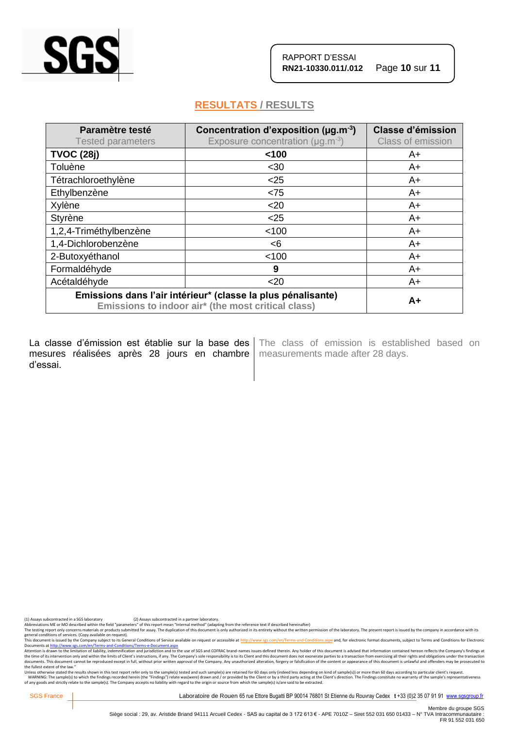## RESULTATS / RESULTS

| Paramètre testé<br>Tested parameters | Concentration d'exposition (µg.m$^{-3}$)<br>Exposure concentration (µg.m$^{-3}$) | Classe d'émission<br>Class of emission |
|---|---|---|
| **TVOC (28j)** | **<100** | A+ |
| Toluène | <30 | A+ |
| Tétrachloroethylène | <25 | A+ |
| Ethylbenzène | <75 | A+ |
| Xylène | <20 | A+ |
| Styrène | <25 | A+ |
| 1,2,4-Triméthylbenzène | <100 | A+ |
| 1,4-Dichlorobenzène | <6 | A+ |
| 2-Butoxyéthanol | <100 | A+ |
| Formaldéhyde | **9** | A+ |
| Acétaldéhyde | <20 | A+ |
| **Emissions dans l'air intérieur* (classe la plus pénalisante)**<br>**Emissions to indoor air* (the most critical class)** | | **A+** |

La classe d'émission est établie sur la base des mesures réalisées après 28 jours en chambre d'essai.

The class of emission is established based on measurements made after 28 days.

(1) Assays subcontracted in a SGS laboratory (2) Assays subcontracted in a partner laboratory.
Abbreviations ME or MO described within the field "parameters" of this report mean "Internal method" (adapting from the reference text if described hereinafter)
The testing report only concerns materials or products submitted for assay. The duplication of this document is only authorized in its entirety without the written permission of the laboratory. The present report is issued by the company in accordance with its general conditions of services. (Copy available on request).
This document is issued by the Company subject to its General Conditions of Service available on request or accessible at http://www.sgs.com/en/Terms-and-Conditions.aspx and, for electronic format documents, subject to Terms and Conditions for Electronic Documents at http://www.sgs.com/en/Terms-and-Conditions/Terms-e-Document.aspx
Attention is drawn to the limitation of liability, indemnification and jurisdiction and to the use of SGS and COFRAC brand-names issues defined therein. Any holder of this document is advised that information contained hereon reflects the Company's findings at the time of its intervention only and within the limits of Client's instructions, if any. The Company's sole responsibility is to its Client and this document does not exonerate parties to a transaction from exercising all their rights and obligations under the transaction documents. This document cannot be reproduced except in full, without prior written approval of the Company. Any unauthorized alteration, forgery or falsification of the content or appearance of this document is unlawful and offenders may be prosecuted to the fullest extent of the law."
Unless otherwise stated the results shown in this test report refer only to the sample(s) tested and such sample(s) are retained for 60 days only (indeed less depending on kind of sample(s)) or more than 60 days according to particular client's request.
WARNING: The sample(s) to which the findings recorded herein (the "Findings") relate was(were) drawn and / or provided by the Client or by a third party acting at the Client's direction. The Findings constitute no warranty of the sample's representativeness of any goods and strictly relate to the sample(s). The Company accepts no liability with regard to the origin or source from which the sample(s) is/are said to be extracted.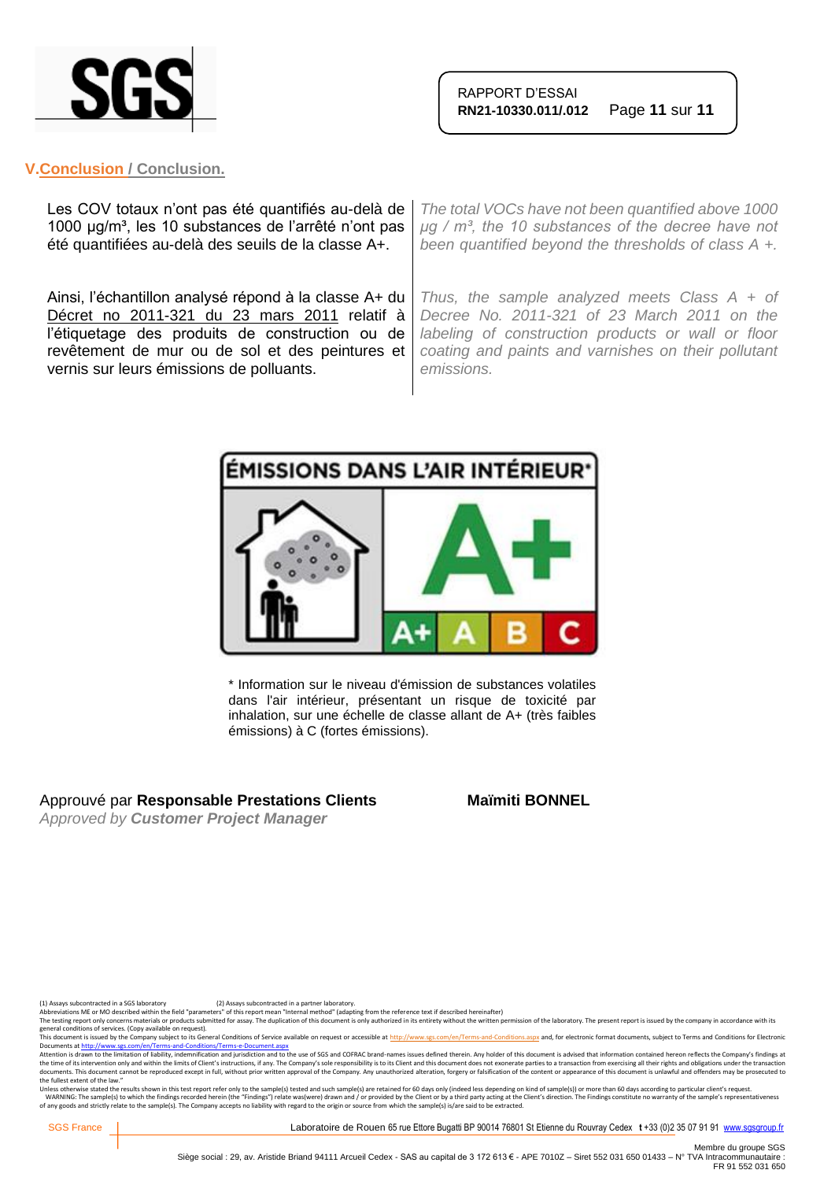## V. Conclusion / Conclusion.

Les COV totaux n'ont pas été quantifiés au-delà de 1000 µg/m³, les 10 substances de l'arrêté n'ont pas été quantifiées au-delà des seuils de la classe A+.

*The total VOCs have not been quantified above 1000 µg / m³, the 10 substances of the decree have not been quantified beyond the thresholds of class A +.*

Ainsi, l'échantillon analysé répond à la classe A+ du Décret no 2011-321 du 23 mars 2011 relatif à l'étiquetage des produits de construction ou de revêtement de mur ou de sol et des peintures et vernis sur leurs émissions de polluants.

*Thus, the sample analyzed meets Class A + of Decree No. 2011-321 of 23 March 2011 on the labeling of construction products or wall or floor coating and paints and varnishes on their pollutant emissions.*

ÉMISSIONS DANS L'AIR INTÉRIEUR*

A+

A+ A B C

\* Information sur le niveau d'émission de substances volatiles dans l'air intérieur, présentant un risque de toxicité par inhalation, sur une échelle de classe allant de A+ (très faibles émissions) à C (fortes émissions).

Approuvé par **Responsable Prestations Clients** **Maïmiti BONNEL**

*Approved by **Customer Project Manager***

(1) Assays subcontracted in a SGS laboratory (2) Assays subcontracted in a partner laboratory.
Abbreviations ME or MO described within the field "parameters" of this report mean "Internal method" (adapting from the reference text if described hereinafter)
The testing report only concerns materials or products submitted for assay. The duplication of this document is only authorized in its entirety without the written permission of the laboratory. The present report is issued by the company in accordance with its general conditions of services. (Copy available on request).
This document is issued by the Company subject to its General Conditions of Service available on request or accessible at http://www.sgs.com/en/Terms-and-Conditions.aspx and, for electronic format documents, subject to Terms and Conditions for Electronic Documents at http://www.sgs.com/en/Terms-and-Conditions/Terms-e-Document.aspx
Attention is drawn to the limitation of liability, indemnification and jurisdiction and to the use of SGS and COFRAC brand-names issues defined therein. Any holder of this document is advised that information contained hereon reflects the Company's findings at the time of its intervention only and within the limits of Client's instructions, if any. The Company's sole responsibility is to its Client and this document does not exonerate parties to a transaction from exercising all their rights and obligations under the transaction documents. This document cannot be reproduced except in full, without prior written approval of the Company. Any unauthorized alteration, forgery or falsification of the content or appearance of this document is unlawful and offenders may be prosecuted to the fullest extent of the law."
Unless otherwise stated the results shown in this test report refer only to the sample(s) tested and such sample(s) are retained for 60 days only (indeed less depending on kind of sample(s)) or more than 60 days according to particular client's request.
WARNING: The sample(s) to which the findings recorded herein (the "Findings") relate was(were) drawn and / or provided by the Client or by a third party acting at the Client's direction. The Findings constitute no warranty of the sample's representativeness of any goods and strictly relate to the sample(s). The Company accepts no liability with regard to the origin or source from which the sample(s) is/are said to be extracted.

SGS France | Laboratoire de Rouen 65 rue Ettore Bugatti BP 90014 76801 St Etienne du Rouvray Cedex t +33 (0)2 35 07 91 91 www.sgsgroup.fr

Membre du groupe SGS
Siège social : 29, av. Aristide Briand 94111 Arcueil Cedex - SAS au capital de 3 172 613 € - APE 7010Z – Siret 552 031 650 01433 – N° TVA Intracommunautaire : FR 91 552 031 650